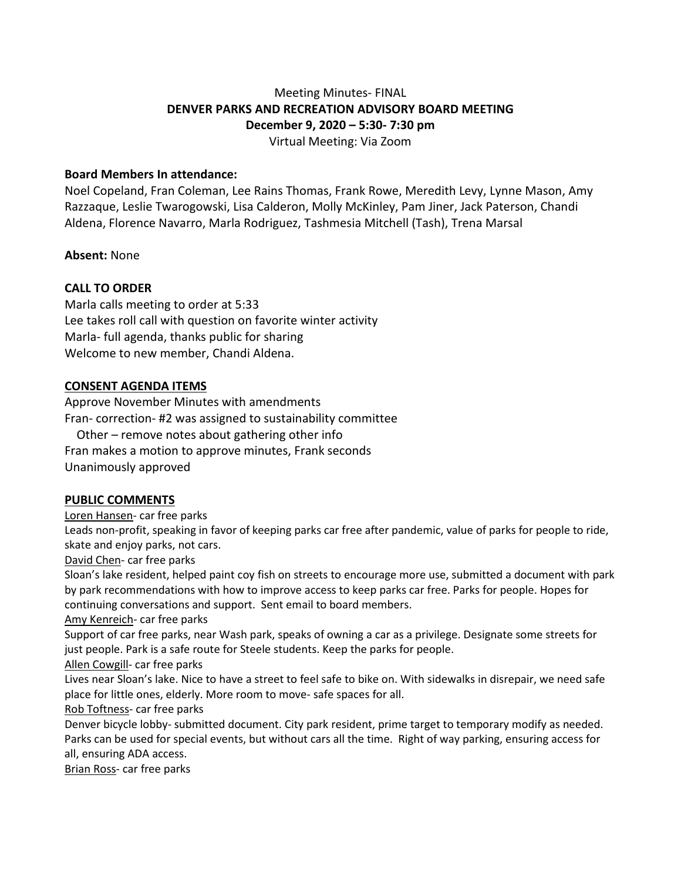Meeting Minutes- FINAL

**DENVER PARKS AND RECREATION ADVISORY BOARD MEETING**

**December 9, 2020 – 5:30- 7:30 pm**

Virtual Meeting: Via Zoom

**Board Members In attendance:**

Noel Copeland, Fran Coleman, Lee Rains Thomas, Frank Rowe, Meredith Levy, Lynne Mason, Amy Razzaque, Leslie Twarogowski, Lisa Calderon, Molly McKinley, Pam Jiner, Jack Paterson, Chandi Aldena, Florence Navarro, Marla Rodriguez, Tashmesia Mitchell (Tash), Trena Marsal

**Absent:** None

**CALL TO ORDER**

Marla calls meeting to order at 5:33

Lee takes roll call with question on favorite winter activity

Marla- full agenda, thanks public for sharing

Welcome to new member, Chandi Aldena.

**CONSENT AGENDA ITEMS**

Approve November Minutes with amendments

Fran- correction- #2 was assigned to sustainability committee

Other – remove notes about gathering other info

Fran makes a motion to approve minutes, Frank seconds

Unanimously approved

**PUBLIC COMMENTS**

Loren Hansen- car free parks

Leads non-profit, speaking in favor of keeping parks car free after pandemic, value of parks for people to ride, skate and enjoy parks, not cars.

David Chen- car free parks

Sloan's lake resident, helped paint coy fish on streets to encourage more use, submitted a document with park by park recommendations with how to improve access to keep parks car free. Parks for people. Hopes for continuing conversations and support. Sent email to board members.

Amy Kenreich- car free parks

Support of car free parks, near Wash park, speaks of owning a car as a privilege. Designate some streets for just people. Park is a safe route for Steele students. Keep the parks for people.

Allen Cowgill- car free parks

Lives near Sloan's lake. Nice to have a street to feel safe to bike on. With sidewalks in disrepair, we need safe place for little ones, elderly. More room to move- safe spaces for all.

Rob Toftness- car free parks

Denver bicycle lobby- submitted document. City park resident, prime target to temporary modify as needed. Parks can be used for special events, but without cars all the time. Right of way parking, ensuring access for all, ensuring ADA access.

Brian Ross- car free parks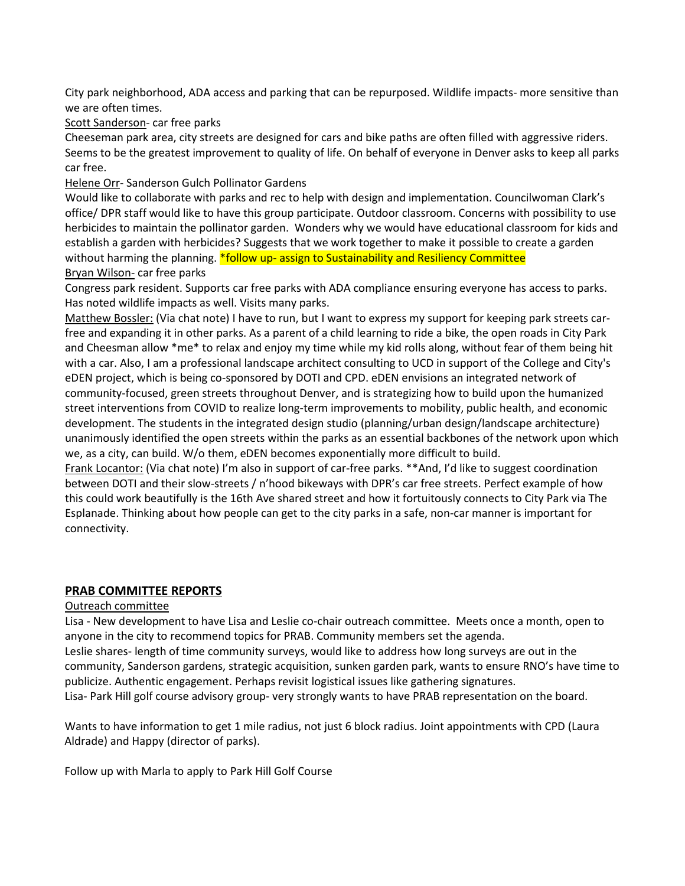City park neighborhood, ADA access and parking that can be repurposed. Wildlife impacts- more sensitive than we are often times.

Scott Sanderson- car free parks

Cheeseman park area, city streets are designed for cars and bike paths are often filled with aggressive riders. Seems to be the greatest improvement to quality of life. On behalf of everyone in Denver asks to keep all parks car free.

Helene Orr- Sanderson Gulch Pollinator Gardens

Would like to collaborate with parks and rec to help with design and implementation. Councilwoman Clark's office/ DPR staff would like to have this group participate. Outdoor classroom. Concerns with possibility to use herbicides to maintain the pollinator garden. Wonders why we would have educational classroom for kids and establish a garden with herbicides? Suggests that we work together to make it possible to create a garden without harming the planning. *follow up- assign to Sustainability and Resiliency Committee

Bryan Wilson- car free parks

Congress park resident. Supports car free parks with ADA compliance ensuring everyone has access to parks. Has noted wildlife impacts as well. Visits many parks.

Matthew Bossler: (Via chat note) I have to run, but I want to express my support for keeping park streets car-free and expanding it in other parks. As a parent of a child learning to ride a bike, the open roads in City Park and Cheesman allow *me* to relax and enjoy my time while my kid rolls along, without fear of them being hit with a car. Also, I am a professional landscape architect consulting to UCD in support of the College and City's eDEN project, which is being co-sponsored by DOTI and CPD. eDEN envisions an integrated network of community-focused, green streets throughout Denver, and is strategizing how to build upon the humanized street interventions from COVID to realize long-term improvements to mobility, public health, and economic development. The students in the integrated design studio (planning/urban design/landscape architecture) unanimously identified the open streets within the parks as an essential backbones of the network upon which we, as a city, can build. W/o them, eDEN becomes exponentially more difficult to build.

Frank Locantor: (Via chat note) I'm also in support of car-free parks. **And, I'd like to suggest coordination between DOTI and their slow-streets / n'hood bikeways with DPR's car free streets. Perfect example of how this could work beautifully is the 16th Ave shared street and how it fortuitously connects to City Park via The Esplanade. Thinking about how people can get to the city parks in a safe, non-car manner is important for connectivity.

## PRAB COMMITTEE REPORTS

Outreach committee

Lisa - New development to have Lisa and Leslie co-chair outreach committee. Meets once a month, open to anyone in the city to recommend topics for PRAB. Community members set the agenda.

Leslie shares- length of time community surveys, would like to address how long surveys are out in the community, Sanderson gardens, strategic acquisition, sunken garden park, wants to ensure RNO's have time to publicize. Authentic engagement. Perhaps revisit logistical issues like gathering signatures.

Lisa- Park Hill golf course advisory group- very strongly wants to have PRAB representation on the board.

Wants to have information to get 1 mile radius, not just 6 block radius. Joint appointments with CPD (Laura Aldrade) and Happy (director of parks).

Follow up with Marla to apply to Park Hill Golf Course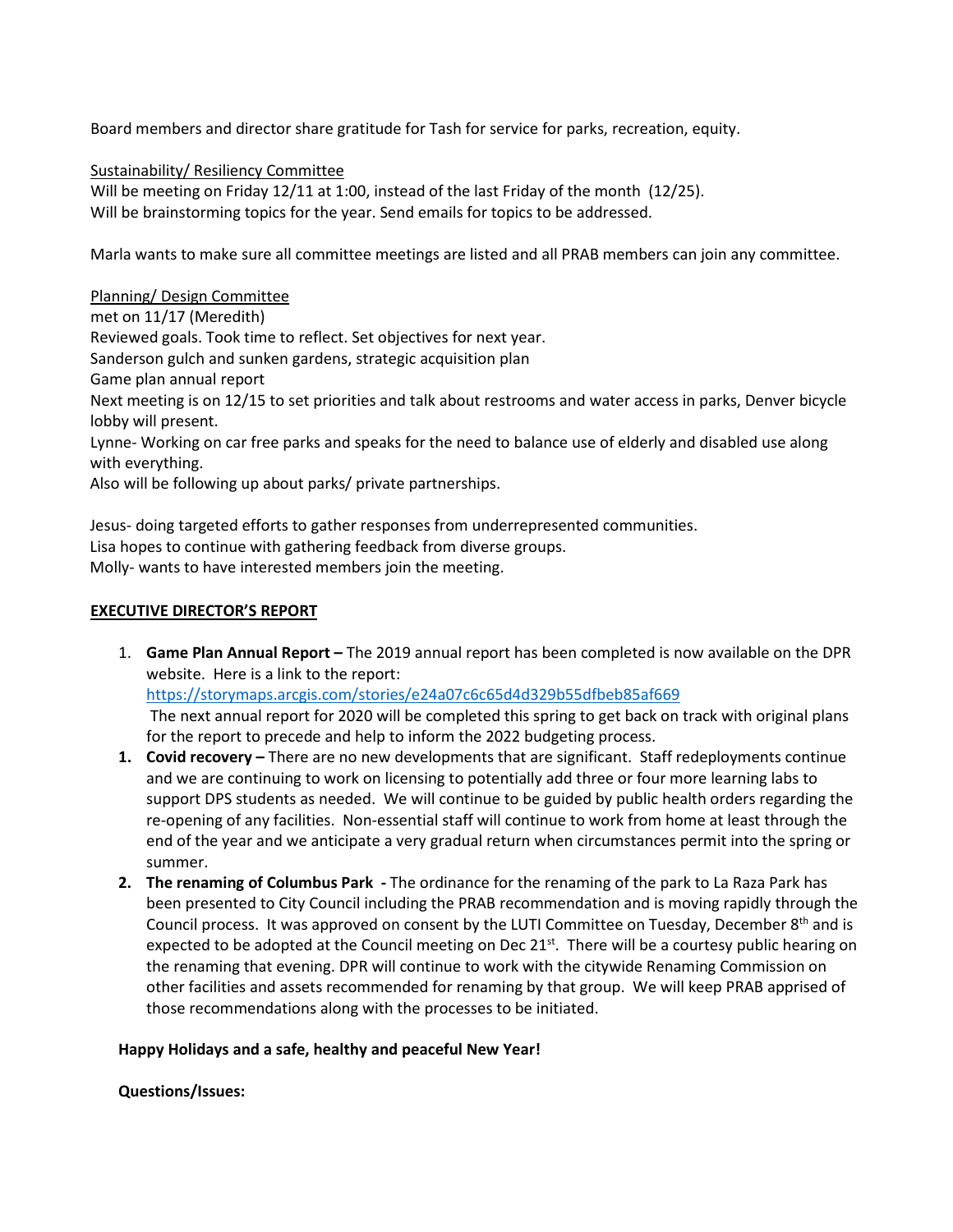Board members and director share gratitude for Tash for service for parks, recreation, equity.

<u>Sustainability/ Resiliency Committee</u>

Will be meeting on Friday 12/11 at 1:00, instead of the last Friday of the month (12/25).
Will be brainstorming topics for the year. Send emails for topics to be addressed.

Marla wants to make sure all committee meetings are listed and all PRAB members can join any committee.

<u>Planning/ Design Committee</u>

met on 11/17 (Meredith)
Reviewed goals. Took time to reflect. Set objectives for next year.
Sanderson gulch and sunken gardens, strategic acquisition plan
Game plan annual report
Next meeting is on 12/15 to set priorities and talk about restrooms and water access in parks, Denver bicycle lobby will present.
Lynne- Working on car free parks and speaks for the need to balance use of elderly and disabled use along with everything.
Also will be following up about parks/ private partnerships.

Jesus- doing targeted efforts to gather responses from underrepresented communities.
Lisa hopes to continue with gathering feedback from diverse groups.
Molly- wants to have interested members join the meeting.

## EXECUTIVE DIRECTOR'S REPORT

1. **Game Plan Annual Report –** The 2019 annual report has been completed is now available on the DPR website. Here is a link to the report:
   https://storymaps.arcgis.com/stories/e24a07c6c65d4d329b55dfbeb85af669
   The next annual report for 2020 will be completed this spring to get back on track with original plans for the report to precede and help to inform the 2022 budgeting process.
1. **Covid recovery –** There are no new developments that are significant. Staff redeployments continue and we are continuing to work on licensing to potentially add three or four more learning labs to support DPS students as needed. We will continue to be guided by public health orders regarding the re-opening of any facilities. Non-essential staff will continue to work from home at least through the end of the year and we anticipate a very gradual return when circumstances permit into the spring or summer.
2. **The renaming of Columbus Park -** The ordinance for the renaming of the park to La Raza Park has been presented to City Council including the PRAB recommendation and is moving rapidly through the Council process. It was approved on consent by the LUTI Committee on Tuesday, December 8th and is expected to be adopted at the Council meeting on Dec 21st. There will be a courtesy public hearing on the renaming that evening. DPR will continue to work with the citywide Renaming Commission on other facilities and assets recommended for renaming by that group. We will keep PRAB apprised of those recommendations along with the processes to be initiated.

**Happy Holidays and a safe, healthy and peaceful New Year!**

**Questions/Issues:**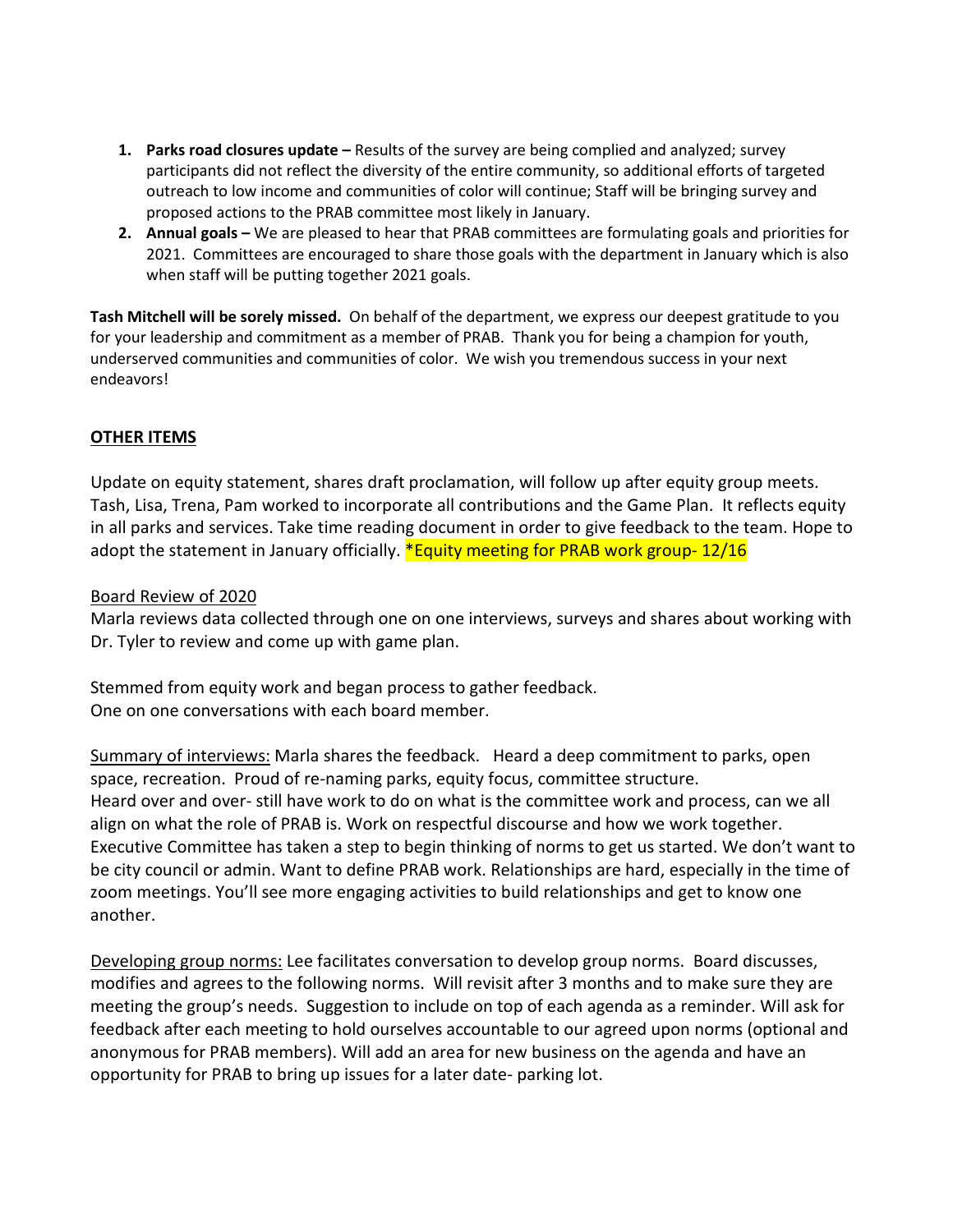1. **Parks road closures update –** Results of the survey are being complied and analyzed; survey participants did not reflect the diversity of the entire community, so additional efforts of targeted outreach to low income and communities of color will continue; Staff will be bringing survey and proposed actions to the PRAB committee most likely in January.
2. **Annual goals –** We are pleased to hear that PRAB committees are formulating goals and priorities for 2021. Committees are encouraged to share those goals with the department in January which is also when staff will be putting together 2021 goals.

**Tash Mitchell will be sorely missed.** On behalf of the department, we express our deepest gratitude to you for your leadership and commitment as a member of PRAB. Thank you for being a champion for youth, underserved communities and communities of color. We wish you tremendous success in your next endeavors!

## OTHER ITEMS

Update on equity statement, shares draft proclamation, will follow up after equity group meets. Tash, Lisa, Trena, Pam worked to incorporate all contributions and the Game Plan. It reflects equity in all parks and services. Take time reading document in order to give feedback to the team. Hope to adopt the statement in January officially. *Equity meeting for PRAB work group- 12/16

Board Review of 2020

Marla reviews data collected through one on one interviews, surveys and shares about working with Dr. Tyler to review and come up with game plan.

Stemmed from equity work and began process to gather feedback.
One on one conversations with each board member.

Summary of interviews: Marla shares the feedback. Heard a deep commitment to parks, open space, recreation. Proud of re-naming parks, equity focus, committee structure.
Heard over and over- still have work to do on what is the committee work and process, can we all align on what the role of PRAB is. Work on respectful discourse and how we work together. Executive Committee has taken a step to begin thinking of norms to get us started. We don't want to be city council or admin. Want to define PRAB work. Relationships are hard, especially in the time of zoom meetings. You'll see more engaging activities to build relationships and get to know one another.

Developing group norms: Lee facilitates conversation to develop group norms. Board discusses, modifies and agrees to the following norms. Will revisit after 3 months and to make sure they are meeting the group's needs. Suggestion to include on top of each agenda as a reminder. Will ask for feedback after each meeting to hold ourselves accountable to our agreed upon norms (optional and anonymous for PRAB members). Will add an area for new business on the agenda and have an opportunity for PRAB to bring up issues for a later date- parking lot.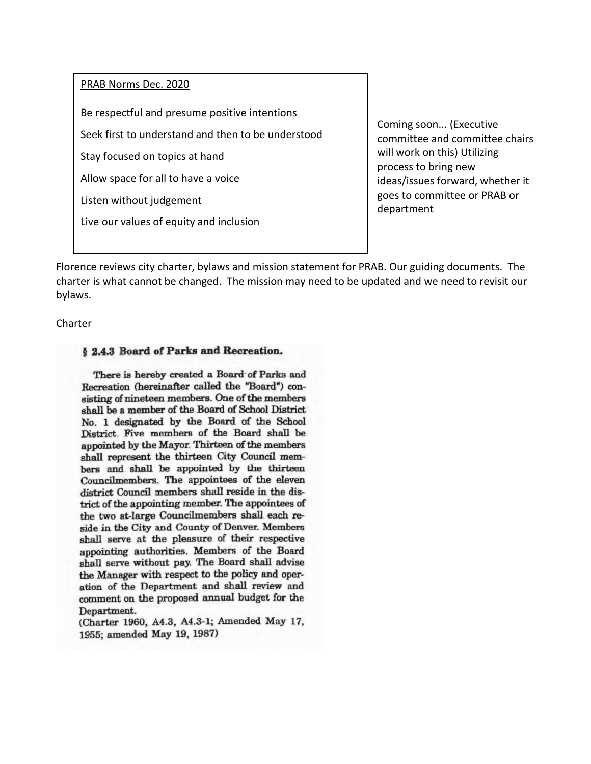PRAB Norms Dec. 2020

Be respectful and presume positive intentions

Seek first to understand and then to be understood

Stay focused on topics at hand

Allow space for all to have a voice

Listen without judgement

Live our values of equity and inclusion

Coming soon... (Executive committee and committee chairs will work on this) Utilizing process to bring new ideas/issues forward, whether it goes to committee or PRAB or department

Florence reviews city charter, bylaws and mission statement for PRAB. Our guiding documents. The charter is what cannot be changed. The mission may need to be updated and we need to revisit our bylaws.

Charter

**§ 2.4.3 Board of Parks and Recreation.**

There is hereby created a Board of Parks and Recreation (hereinafter called the "Board") consisting of nineteen members. One of the members shall be a member of the Board of School District No. 1 designated by the Board of the School District. Five members of the Board shall be appointed by the Mayor. Thirteen of the members shall represent the thirteen City Council members and shall be appointed by the thirteen Councilmembers. The appointees of the eleven district Council members shall reside in the district of the appointing member. The appointees of the two at-large Councilmembers shall each reside in the City and County of Denver. Members shall serve at the pleasure of their respective appointing authorities. Members of the Board shall serve without pay. The Board shall advise the Manager with respect to the policy and operation of the Department and shall review and comment on the proposed annual budget for the Department.

(Charter 1960, A4.3, A4.3-1; Amended May 17, 1955; amended May 19, 1987)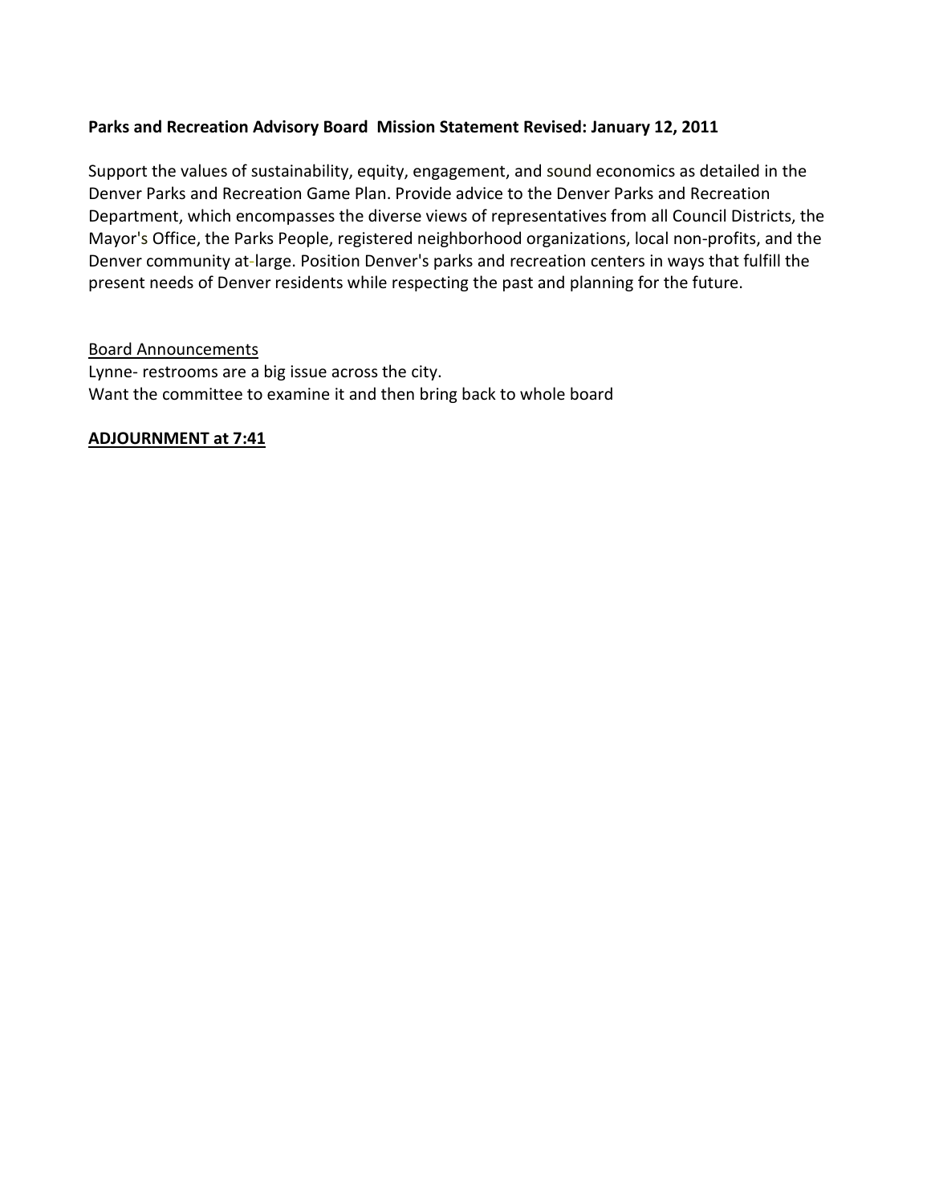**Parks and Recreation Advisory Board Mission Statement Revised: January 12, 2011**

Support the values of sustainability, equity, engagement, and sound economics as detailed in the Denver Parks and Recreation Game Plan. Provide advice to the Denver Parks and Recreation Department, which encompasses the diverse views of representatives from all Council Districts, the Mayor's Office, the Parks People, registered neighborhood organizations, local non-profits, and the Denver community at-large. Position Denver's parks and recreation centers in ways that fulfill the present needs of Denver residents while respecting the past and planning for the future.

<u>Board Announcements</u>

Lynne- restrooms are a big issue across the city.
Want the committee to examine it and then bring back to whole board

**<u>ADJOURNMENT at 7:41</u>**